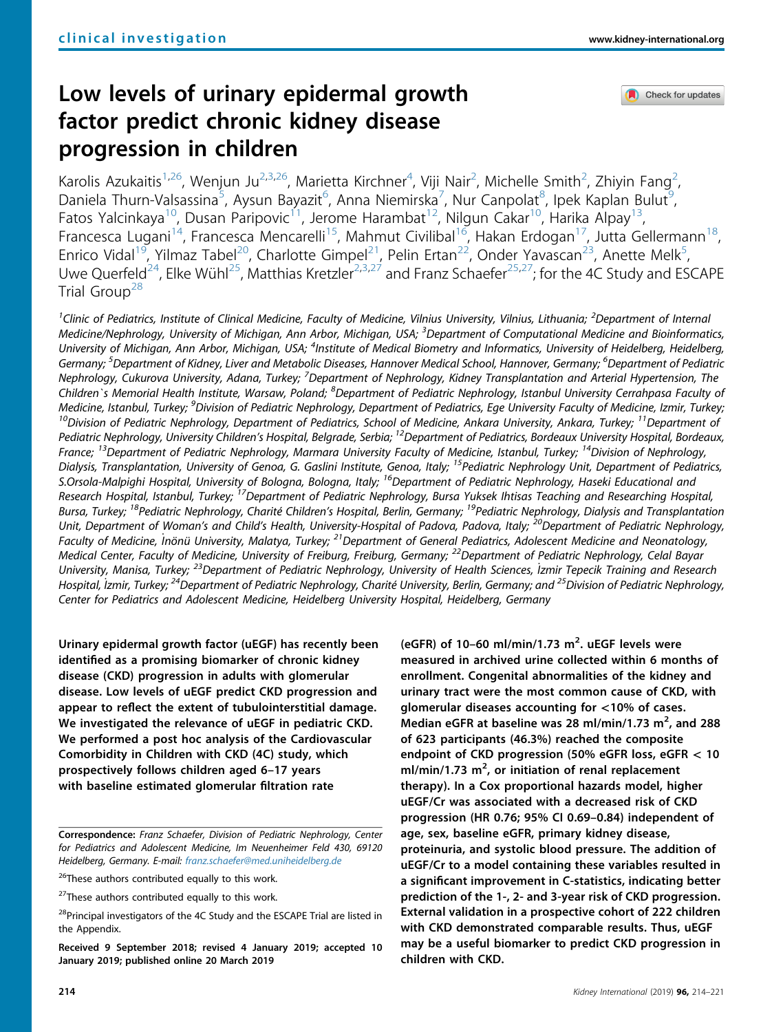clinical investigation

# Low levels of urinary epidermal growth factor predict chronic kidney disease progression in children

Karolis Azukaitis[1,26], Wenjun Ju[2,3,26], Marietta Kirchner[4], Viji Nair[2], Michelle Smith[2], Zhiyin Fang[2], Daniela Thurn-Valsassina[5], Aysun Bayazit[6], Anna Niemirska[7], Nur Canpolat[8], Ipek Kaplan Bulut[9], Fatos Yalcinkaya[10], Dusan Paripovic[11], Jerome Harambat[12], Nilgun Cakar[10], Harika Alpay[13], Francesca Lugani[14], Francesca Mencarelli[15], Mahmut Civilibal[16], Hakan Erdogan[17], Jutta Gellermann[18], Enrico Vidal[19], Yilmaz Tabel[20], Charlotte Gimpel[21], Pelin Ertan[22], Onder Yavascan[23], Anette Melk[5], Uwe Querfeld[24], Elke Wühl[25], Matthias Kretzler[2,3,27] and Franz Schaefer[25,27]; for the 4C Study and ESCAPE Trial Group[28]

[1]Clinic of Pediatrics, Institute of Clinical Medicine, Faculty of Medicine, Vilnius University, Vilnius, Lithuania; [2]Department of Internal Medicine/Nephrology, University of Michigan, Ann Arbor, Michigan, USA; [3]Department of Computational Medicine and Bioinformatics, University of Michigan, Ann Arbor, Michigan, USA; [4]Institute of Medical Biometry and Informatics, University of Heidelberg, Heidelberg, Germany; [5]Department of Kidney, Liver and Metabolic Diseases, Hannover Medical School, Hannover, Germany; [6]Department of Pediatric Nephrology, Cukurova University, Adana, Turkey; [7]Department of Nephrology, Kidney Transplantation and Arterial Hypertension, The Children`s Memorial Health Institute, Warsaw, Poland; [8]Department of Pediatric Nephrology, Istanbul University Cerrahpasa Faculty of Medicine, Istanbul, Turkey; [9]Division of Pediatric Nephrology, Department of Pediatrics, Ege University Faculty of Medicine, Izmir, Turkey; [10]Division of Pediatric Nephrology, Department of Pediatrics, School of Medicine, Ankara University, Ankara, Turkey; [11]Department of Pediatric Nephrology, University Children's Hospital, Belgrade, Serbia; [12]Department of Pediatrics, Bordeaux University Hospital, Bordeaux, France; [13]Department of Pediatric Nephrology, Marmara University Faculty of Medicine, Istanbul, Turkey; [14]Division of Nephrology, Dialysis, Transplantation, University of Genoa, G. Gaslini Institute, Genoa, Italy; [15]Pediatric Nephrology Unit, Department of Pediatrics, S.Orsola-Malpighi Hospital, University of Bologna, Bologna, Italy; [16]Department of Pediatric Nephrology, Haseki Educational and Research Hospital, Istanbul, Turkey; [17]Department of Pediatric Nephrology, Bursa Yuksek Ihtisas Teaching and Researching Hospital, Bursa, Turkey; [18]Pediatric Nephrology, Charité Children's Hospital, Berlin, Germany; [19]Pediatric Nephrology, Dialysis and Transplantation Unit, Department of Woman's and Child's Health, University-Hospital of Padova, Padova, Italy; [20]Department of Pediatric Nephrology, Faculty of Medicine, İnönü University, Malatya, Turkey; [21]Department of General Pediatrics, Adolescent Medicine and Neonatology, Medical Center, Faculty of Medicine, University of Freiburg, Freiburg, Germany; [22]Department of Pediatric Nephrology, Celal Bayar University, Manisa, Turkey; [23]Department of Pediatric Nephrology, University of Health Sciences, İzmir Tepecik Training and Research Hospital, İzmir, Turkey; [24]Department of Pediatric Nephrology, Charité University, Berlin, Germany; and [25]Division of Pediatric Nephrology, Center for Pediatrics and Adolescent Medicine, Heidelberg University Hospital, Heidelberg, Germany

**Urinary epidermal growth factor (uEGF) has recently been identified as a promising biomarker of chronic kidney disease (CKD) progression in adults with glomerular disease. Low levels of uEGF predict CKD progression and appear to reflect the extent of tubulointerstitial damage. We investigated the relevance of uEGF in pediatric CKD. We performed a post hoc analysis of the Cardiovascular Comorbidity in Children with CKD (4C) study, which prospectively follows children aged 6–17 years with baseline estimated glomerular filtration rate (eGFR) of 10–60 ml/min/1.73 m$^2$. uEGF levels were measured in archived urine collected within 6 months of enrollment. Congenital abnormalities of the kidney and urinary tract were the most common cause of CKD, with glomerular diseases accounting for <10% of cases. Median eGFR at baseline was 28 ml/min/1.73 m$^2$, and 288 of 623 participants (46.3%) reached the composite endpoint of CKD progression (50% eGFR loss, eGFR < 10 ml/min/1.73 m$^2$, or initiation of renal replacement therapy). In a Cox proportional hazards model, higher uEGF/Cr was associated with a decreased risk of CKD progression (HR 0.76; 95% CI 0.69–0.84) independent of age, sex, baseline eGFR, primary kidney disease, proteinuria, and systolic blood pressure. The addition of uEGF/Cr to a model containing these variables resulted in a significant improvement in C-statistics, indicating better prediction of the 1-, 2- and 3-year risk of CKD progression. External validation in a prospective cohort of 222 children with CKD demonstrated comparable results. Thus, uEGF may be a useful biomarker to predict CKD progression in children with CKD.**

Correspondence: Franz Schaefer, Division of Pediatric Nephrology, Center for Pediatrics and Adolescent Medicine, Im Neuenheimer Feld 430, 69120 Heidelberg, Germany. E-mail: franz.schaefer@med.uniheidelberg.de

[26]These authors contributed equally to this work.

[27]These authors contributed equally to this work.

[28]Principal investigators of the 4C Study and the ESCAPE Trial are listed in the Appendix.

Received 9 September 2018; revised 4 January 2019; accepted 10 January 2019; published online 20 March 2019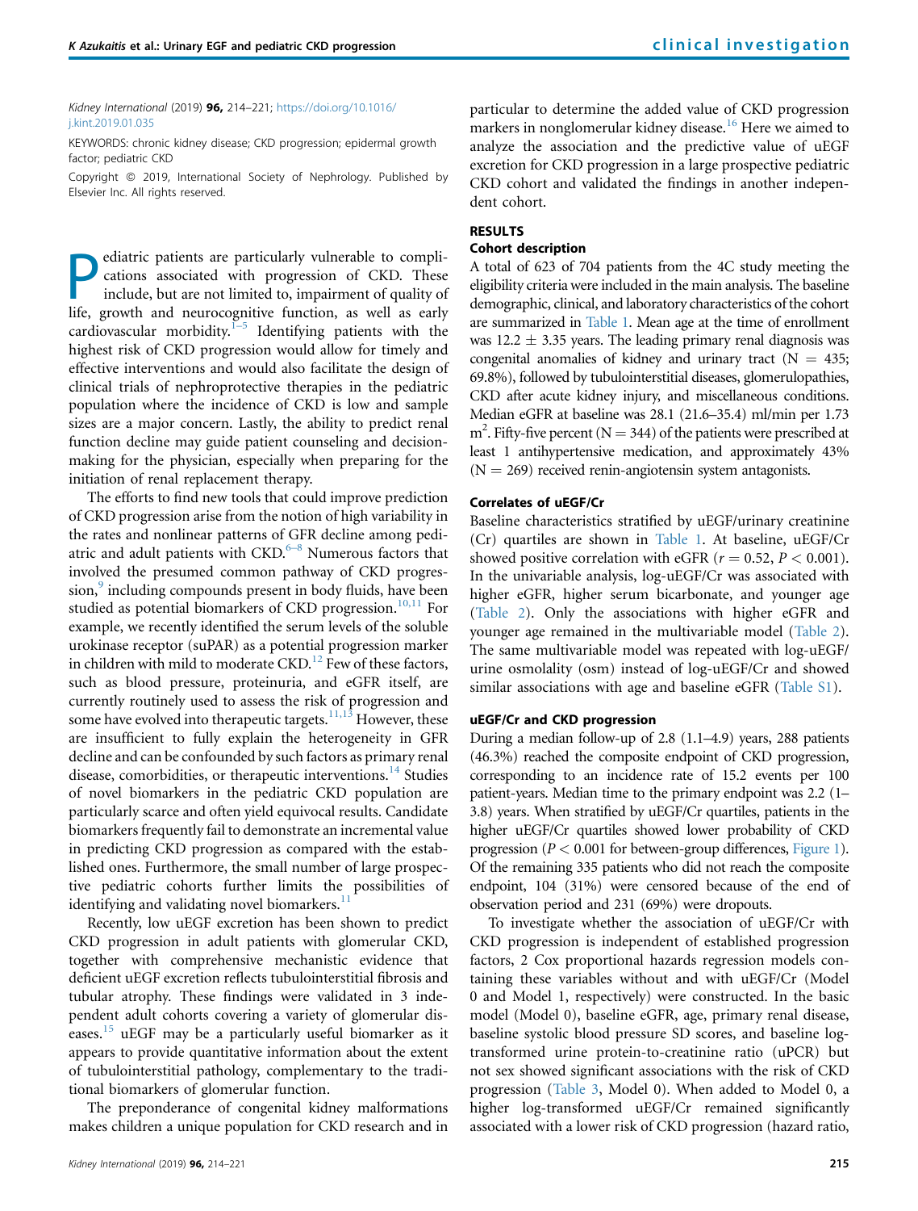Kidney International (2019) **96,** 214–221; https://doi.org/10.1016/j.kint.2019.01.035

KEYWORDS: chronic kidney disease; CKD progression; epidermal growth factor; pediatric CKD

Copyright © 2019, International Society of Nephrology. Published by Elsevier Inc. All rights reserved.

Pediatric patients are particularly vulnerable to complications associated with progression of CKD. These include, but are not limited to, impairment of quality of life, growth and neurocognitive function, as well as early cardiovascular morbidity.[1–5] Identifying patients with the highest risk of CKD progression would allow for timely and effective interventions and would also facilitate the design of clinical trials of nephroprotective therapies in the pediatric population where the incidence of CKD is low and sample sizes are a major concern. Lastly, the ability to predict renal function decline may guide patient counseling and decision-making for the physician, especially when preparing for the initiation of renal replacement therapy.

The efforts to find new tools that could improve prediction of CKD progression arise from the notion of high variability in the rates and nonlinear patterns of GFR decline among pediatric and adult patients with CKD.[6–8] Numerous factors that involved the presumed common pathway of CKD progression,[9] including compounds present in body fluids, have been studied as potential biomarkers of CKD progression.[10,11] For example, we recently identified the serum levels of the soluble urokinase receptor (suPAR) as a potential progression marker in children with mild to moderate CKD.[12] Few of these factors, such as blood pressure, proteinuria, and eGFR itself, are currently routinely used to assess the risk of progression and some have evolved into therapeutic targets.[11,13] However, these are insufficient to fully explain the heterogeneity in GFR decline and can be confounded by such factors as primary renal disease, comorbidities, or therapeutic interventions.[14] Studies of novel biomarkers in the pediatric CKD population are particularly scarce and often yield equivocal results. Candidate biomarkers frequently fail to demonstrate an incremental value in predicting CKD progression as compared with the established ones. Furthermore, the small number of large prospective pediatric cohorts further limits the possibilities of identifying and validating novel biomarkers.[11]

Recently, low uEGF excretion has been shown to predict CKD progression in adult patients with glomerular CKD, together with comprehensive mechanistic evidence that deficient uEGF excretion reflects tubulointerstitial fibrosis and tubular atrophy. These findings were validated in 3 independent adult cohorts covering a variety of glomerular diseases.[15] uEGF may be a particularly useful biomarker as it appears to provide quantitative information about the extent of tubulointerstitial pathology, complementary to the traditional biomarkers of glomerular function.

The preponderance of congenital kidney malformations makes children a unique population for CKD research and in particular to determine the added value of CKD progression markers in nonglomerular kidney disease.[16] Here we aimed to analyze the association and the predictive value of uEGF excretion for CKD progression in a large prospective pediatric CKD cohort and validated the findings in another independent cohort.

## RESULTS

### Cohort description

A total of 623 of 704 patients from the 4C study meeting the eligibility criteria were included in the main analysis. The baseline demographic, clinical, and laboratory characteristics of the cohort are summarized in Table 1. Mean age at the time of enrollment was 12.2 ± 3.35 years. The leading primary renal diagnosis was congenital anomalies of kidney and urinary tract ($N = 435$; 69.8%), followed by tubulointerstitial diseases, glomerulopathies, CKD after acute kidney injury, and miscellaneous conditions. Median eGFR at baseline was 28.1 (21.6–35.4) ml/min per 1.73 $m^2$. Fifty-five percent ($N = 344$) of the patients were prescribed at least 1 antihypertensive medication, and approximately 43% ($N = 269$) received renin-angiotensin system antagonists.

### Correlates of uEGF/Cr

Baseline characteristics stratified by uEGF/urinary creatinine (Cr) quartiles are shown in Table 1. At baseline, uEGF/Cr showed positive correlation with eGFR ($r = 0.52$, $P < 0.001$). In the univariable analysis, log-uEGF/Cr was associated with higher eGFR, higher serum bicarbonate, and younger age (Table 2). Only the associations with higher eGFR and younger age remained in the multivariable model (Table 2). The same multivariable model was repeated with log-uEGF/urine osmolality (osm) instead of log-uEGF/Cr and showed similar associations with age and baseline eGFR (Table S1).

### uEGF/Cr and CKD progression

During a median follow-up of 2.8 (1.1–4.9) years, 288 patients (46.3%) reached the composite endpoint of CKD progression, corresponding to an incidence rate of 15.2 events per 100 patient-years. Median time to the primary endpoint was 2.2 (1–3.8) years. When stratified by uEGF/Cr quartiles, patients in the higher uEGF/Cr quartiles showed lower probability of CKD progression ($P < 0.001$ for between-group differences, Figure 1). Of the remaining 335 patients who did not reach the composite endpoint, 104 (31%) were censored because of the end of observation period and 231 (69%) were dropouts.

To investigate whether the association of uEGF/Cr with CKD progression is independent of established progression factors, 2 Cox proportional hazards regression models containing these variables without and with uEGF/Cr (Model 0 and Model 1, respectively) were constructed. In the basic model (Model 0), baseline eGFR, age, primary renal disease, baseline systolic blood pressure SD scores, and baseline log-transformed urine protein-to-creatinine ratio (uPCR) but not sex showed significant associations with the risk of CKD progression (Table 3, Model 0). When added to Model 0, a higher log-transformed uEGF/Cr remained significantly associated with a lower risk of CKD progression (hazard ratio,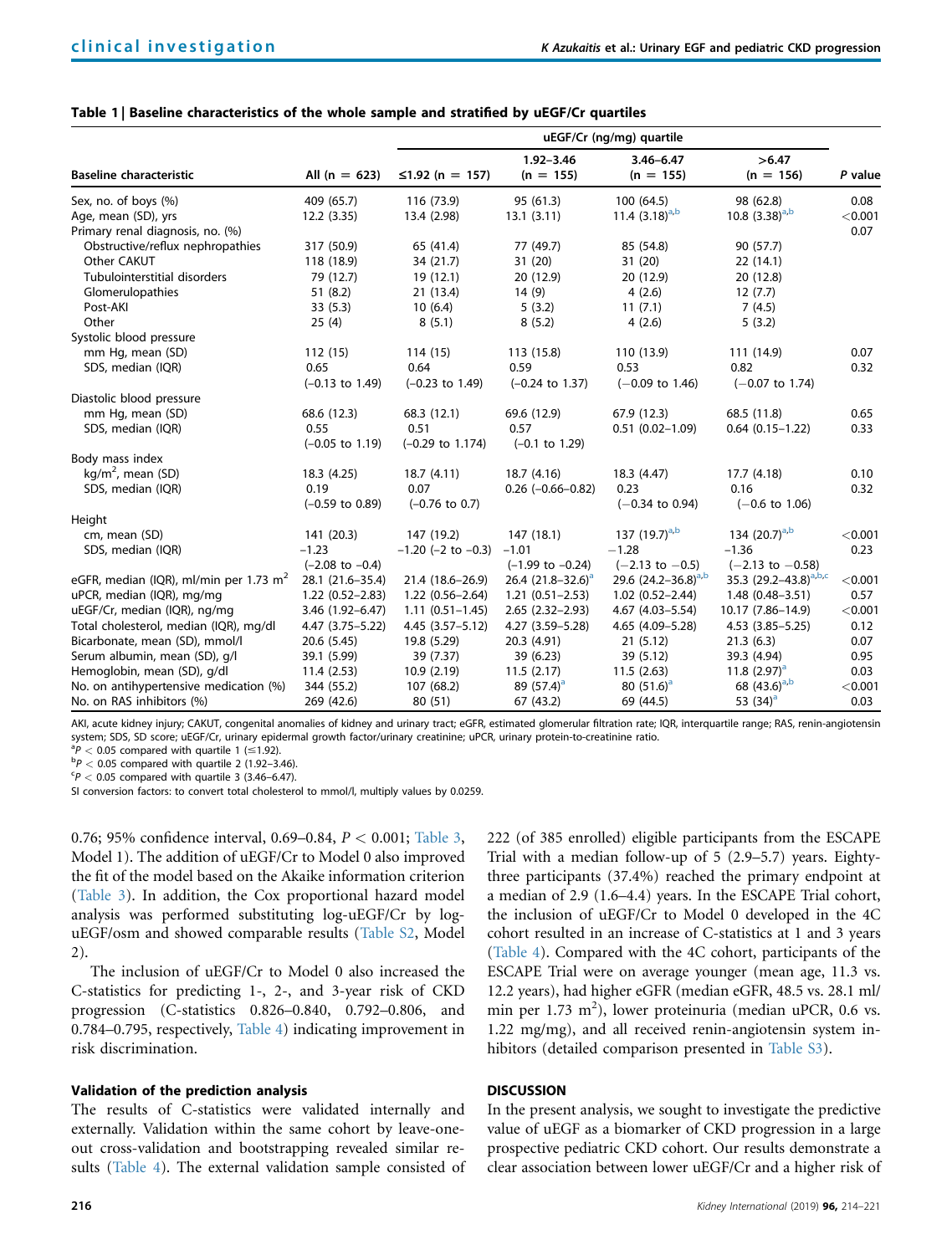**Table 1 | Baseline characteristics of the whole sample and stratified by uEGF/Cr quartiles**

| Baseline characteristic | All (n = 623) | uEGF/Cr (ng/mg) quartile ≤1.92 (n = 157) | 1.92–3.46 (n = 155) | 3.46–6.47 (n = 155) | >6.47 (n = 156) | P value |
|---|---|---|---|---|---|---|
| Sex, no. of boys (%) | 409 (65.7) | 116 (73.9) | 95 (61.3) | 100 (64.5) | 98 (62.8) | 0.08 |
| Age, mean (SD), yrs | 12.2 (3.35) | 13.4 (2.98) | 13.1 (3.11) | 11.4 (3.18)[a,b] | 10.8 (3.38)[a,b] | <0.001 |
| Primary renal diagnosis, no. (%) | | | | | | 0.07 |
| Obstructive/reflux nephropathies | 317 (50.9) | 65 (41.4) | 77 (49.7) | 85 (54.8) | 90 (57.7) | |
| Other CAKUT | 118 (18.9) | 34 (21.7) | 31 (20) | 31 (20) | 22 (14.1) | |
| Tubulointerstitial disorders | 79 (12.7) | 19 (12.1) | 20 (12.9) | 20 (12.9) | 20 (12.8) | |
| Glomerulopathies | 51 (8.2) | 21 (13.4) | 14 (9) | 4 (2.6) | 12 (7.7) | |
| Post-AKI | 33 (5.3) | 10 (6.4) | 5 (3.2) | 11 (7.1) | 7 (4.5) | |
| Other | 25 (4) | 8 (5.1) | 8 (5.2) | 4 (2.6) | 5 (3.2) | |
| Systolic blood pressure | | | | | | |
| mm Hg, mean (SD) | 112 (15) | 114 (15) | 113 (15.8) | 110 (13.9) | 111 (14.9) | 0.07 |
| SDS, median (IQR) | 0.65 (−0.13 to 1.49) | 0.64 (−0.23 to 1.49) | 0.59 (−0.24 to 1.37) | 0.53 (−0.09 to 1.46) | 0.82 (−0.07 to 1.74) | 0.32 |
| Diastolic blood pressure | | | | | | |
| mm Hg, mean (SD) | 68.6 (12.3) | 68.3 (12.1) | 69.6 (12.9) | 67.9 (12.3) | 68.5 (11.8) | 0.65 |
| SDS, median (IQR) | 0.55 (−0.05 to 1.19) | 0.51 (−0.29 to 1.174) | 0.57 (−0.1 to 1.29) | 0.51 (0.02–1.09) | 0.64 (0.15–1.22) | 0.33 |
| Body mass index | | | | | | |
| kg/m$^2$, mean (SD) | 18.3 (4.25) | 18.7 (4.11) | 18.7 (4.16) | 18.3 (4.47) | 17.7 (4.18) | 0.10 |
| SDS, median (IQR) | 0.19 (−0.59 to 0.89) | 0.07 (−0.76 to 0.7) | 0.26 (−0.66–0.82) | 0.23 (−0.34 to 0.94) | 0.16 (−0.6 to 1.06) | 0.32 |
| Height | | | | | | |
| cm, mean (SD) | 141 (20.3) | 147 (19.2) | 147 (18.1) | 137 (19.7)[a,b] | 134 (20.7)[a,b] | <0.001 |
| SDS, median (IQR) | −1.23 (−2.08 to −0.4) | −1.20 (−2 to −0.3) | −1.01 (−1.99 to −0.24) | −1.28 (−2.13 to −0.5) | −1.36 (−2.13 to −0.58) | 0.23 |
| eGFR, median (IQR), ml/min per 1.73 m$^2$ | 28.1 (21.6–35.4) | 21.4 (18.6–26.9) | 26.4 (21.8–32.6)[a] | 29.6 (24.2–36.8)[a,b] | 35.3 (29.2–43.8)[a,b,c] | <0.001 |
| uPCR, median (IQR), mg/mg | 1.22 (0.52–2.83) | 1.22 (0.56–2.64) | 1.21 (0.51–2.53) | 1.02 (0.52–2.44) | 1.48 (0.48–3.51) | 0.57 |
| uEGF/Cr, median (IQR), ng/mg | 3.46 (1.92–6.47) | 1.11 (0.51–1.45) | 2.65 (2.32–2.93) | 4.67 (4.03–5.54) | 10.17 (7.86–14.9) | <0.001 |
| Total cholesterol, median (IQR), mg/dl | 4.47 (3.75–5.22) | 4.45 (3.57–5.12) | 4.27 (3.59–5.28) | 4.65 (4.09–5.28) | 4.53 (3.85–5.25) | 0.12 |
| Bicarbonate, mean (SD), mmol/l | 20.6 (5.45) | 19.8 (5.29) | 20.3 (4.91) | 21 (5.12) | 21.3 (6.3) | 0.07 |
| Serum albumin, mean (SD), g/l | 39.1 (5.99) | 39 (7.37) | 39 (6.23) | 39 (5.12) | 39.3 (4.94) | 0.95 |
| Hemoglobin, mean (SD), g/dl | 11.4 (2.53) | 10.9 (2.19) | 11.5 (2.17) | 11.5 (2.63) | 11.8 (2.97)[a] | 0.03 |
| No. on antihypertensive medication (%) | 344 (55.2) | 107 (68.2) | 89 (57.4)[a] | 80 (51.6)[a] | 68 (43.6)[a,b] | <0.001 |
| No. on RAS inhibitors (%) | 269 (42.6) | 80 (51) | 67 (43.2) | 69 (44.5) | 53 (34)[a] | 0.03 |

AKI, acute kidney injury; CAKUT, congenital anomalies of kidney and urinary tract; eGFR, estimated glomerular filtration rate; IQR, interquartile range; RAS, renin-angiotensin system; SDS, SD score; uEGF/Cr, urinary epidermal growth factor/urinary creatinine; uPCR, urinary protein-to-creatinine ratio.
[a]$P < 0.05$ compared with quartile 1 (≤1.92).
[b]$P < 0.05$ compared with quartile 2 (1.92–3.46).
[c]$P < 0.05$ compared with quartile 3 (3.46–6.47).
SI conversion factors: to convert total cholesterol to mmol/l, multiply values by 0.0259.

0.76; 95% confidence interval, 0.69–0.84, $P < 0.001$; Table 3, Model 1). The addition of uEGF/Cr to Model 0 also improved the fit of the model based on the Akaike information criterion (Table 3). In addition, the Cox proportional hazard model analysis was performed substituting log-uEGF/Cr by log-uEGF/osm and showed comparable results (Table S2, Model 2).

The inclusion of uEGF/Cr to Model 0 also increased the C-statistics for predicting 1-, 2-, and 3-year risk of CKD progression (C-statistics 0.826–0.840, 0.792–0.806, and 0.784–0.795, respectively, Table 4) indicating improvement in risk discrimination.

### Validation of the prediction analysis

The results of C-statistics were validated internally and externally. Validation within the same cohort by leave-one-out cross-validation and bootstrapping revealed similar results (Table 4). The external validation sample consisted of 222 (of 385 enrolled) eligible participants from the ESCAPE Trial with a median follow-up of 5 (2.9–5.7) years. Eighty-three participants (37.4%) reached the primary endpoint at a median of 2.9 (1.6–4.4) years. In the ESCAPE Trial cohort, the inclusion of uEGF/Cr to Model 0 developed in the 4C cohort resulted in an increase of C-statistics at 1 and 3 years (Table 4). Compared with the 4C cohort, participants of the ESCAPE Trial were on average younger (mean age, 11.3 vs. 12.2 years), had higher eGFR (median eGFR, 48.5 vs. 28.1 ml/min per 1.73 m$^2$), lower proteinuria (median uPCR, 0.6 vs. 1.22 mg/mg), and all received renin-angiotensin system inhibitors (detailed comparison presented in Table S3).

## DISCUSSION

In the present analysis, we sought to investigate the predictive value of uEGF as a biomarker of CKD progression in a large prospective pediatric CKD cohort. Our results demonstrate a clear association between lower uEGF/Cr and a higher risk of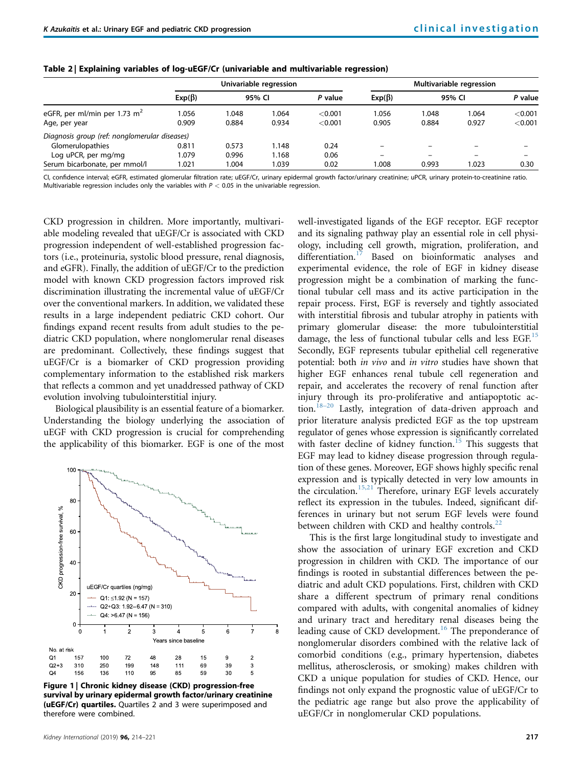**Table 2 | Explaining variables of log-uEGF/Cr (univariable and multivariable regression)**

| | Univariable regression | | | | Multivariable regression | | | |
|---|---|---|---|---|---|---|---|---|
| | Exp(β) | 95% CI | | P value | Exp(β) | 95% CI | | P value |
| eGFR, per ml/min per 1.73 $m^2$ | 1.056 | 1.048 | 1.064 | <0.001 | 1.056 | 1.048 | 1.064 | <0.001 |
| Age, per year | 0.909 | 0.884 | 0.934 | <0.001 | 0.905 | 0.884 | 0.927 | <0.001 |
| *Diagnosis group (ref: nonglomerular diseases)* | | | | | | | | |
| Glomerulopathies | 0.811 | 0.573 | 1.148 | 0.24 | – | – | – | – |
| Log uPCR, per mg/mg | 1.079 | 0.996 | 1.168 | 0.06 | – | – | – | – |
| Serum bicarbonate, per mmol/l | 1.021 | 1.004 | 1.039 | 0.02 | 1.008 | 0.993 | 1.023 | 0.30 |

CI, confidence interval; eGFR, estimated glomerular filtration rate; uEGF/Cr, urinary epidermal growth factor/urinary creatinine; uPCR, urinary protein-to-creatinine ratio. Multivariable regression includes only the variables with $P < 0.05$ in the univariable regression.

CKD progression in children. More importantly, multivariable modeling revealed that uEGF/Cr is associated with CKD progression independent of well-established progression factors (i.e., proteinuria, systolic blood pressure, renal diagnosis, and eGFR). Finally, the addition of uEGF/Cr to the prediction model with known CKD progression factors improved risk discrimination illustrating the incremental value of uEGF/Cr over the conventional markers. In addition, we validated these results in a large independent pediatric CKD cohort. Our findings expand recent results from adult studies to the pediatric CKD population, where nonglomerular renal diseases are predominant. Collectively, these findings suggest that uEGF/Cr is a biomarker of CKD progression providing complementary information to the established risk markers that reflects a common and yet unaddressed pathway of CKD evolution involving tubulointerstitial injury.

Biological plausibility is an essential feature of a biomarker. Understanding the biology underlying the association of uEGF with CKD progression is crucial for comprehending the applicability of this biomarker. EGF is one of the most well-investigated ligands of the EGF receptor. EGF receptor and its signaling pathway play an essential role in cell physiology, including cell growth, migration, proliferation, and differentiation.[17] Based on bioinformatic analyses and experimental evidence, the role of EGF in kidney disease progression might be a combination of marking the functional tubular cell mass and its active participation in the repair process. First, EGF is reversely and tightly associated with interstitial fibrosis and tubular atrophy in patients with primary glomerular disease: the more tubulointerstitial damage, the less of functional tubular cells and less EGF.[15] Secondly, EGF represents tubular epithelial cell regenerative potential: both *in vivo* and *in vitro* studies have shown that higher EGF enhances renal tubule cell regeneration and repair, and accelerates the recovery of renal function after injury through its pro-proliferative and antiapoptotic action.[18–20] Lastly, integration of data-driven approach and prior literature analysis predicted EGF as the top upstream regulator of genes whose expression is significantly correlated with faster decline of kidney function.[15] This suggests that EGF may lead to kidney disease progression through regulation of these genes. Moreover, EGF shows highly specific renal expression and is typically detected in very low amounts in the circulation.[15,21] Therefore, urinary EGF levels accurately reflect its expression in the tubules. Indeed, significant differences in urinary but not serum EGF levels were found between children with CKD and healthy controls.[22]

This is the first large longitudinal study to investigate and show the association of urinary EGF excretion and CKD progression in children with CKD. The importance of our findings is rooted in substantial differences between the pediatric and adult CKD populations. First, children with CKD share a different spectrum of primary renal conditions compared with adults, with congenital anomalies of kidney and urinary tract and hereditary renal diseases being the leading cause of CKD development.[16] The preponderance of nonglomerular disorders combined with the relative lack of comorbid conditions (e.g., primary hypertension, diabetes mellitus, atherosclerosis, or smoking) makes children with CKD a unique population for studies of CKD. Hence, our findings not only expand the prognostic value of uEGF/Cr to the pediatric age range but also prove the applicability of uEGF/Cr in nonglomerular CKD populations.

| No. at risk | 0 | 1 | 2 | 3 | 4 | 5 | 6 | 7 |
|---|---|---|---|---|---|---|---|---|
| Q1 | 157 | 100 | 72 | 48 | 28 | 15 | 9 | 2 |
| Q2+3 | 310 | 250 | 199 | 148 | 111 | 69 | 39 | 3 |
| Q4 | 156 | 136 | 110 | 95 | 85 | 59 | 30 | 5 |

**Figure 1 | Chronic kidney disease (CKD) progression-free survival by urinary epidermal growth factor/urinary creatinine (uEGF/Cr) quartiles.** Quartiles 2 and 3 were superimposed and therefore were combined.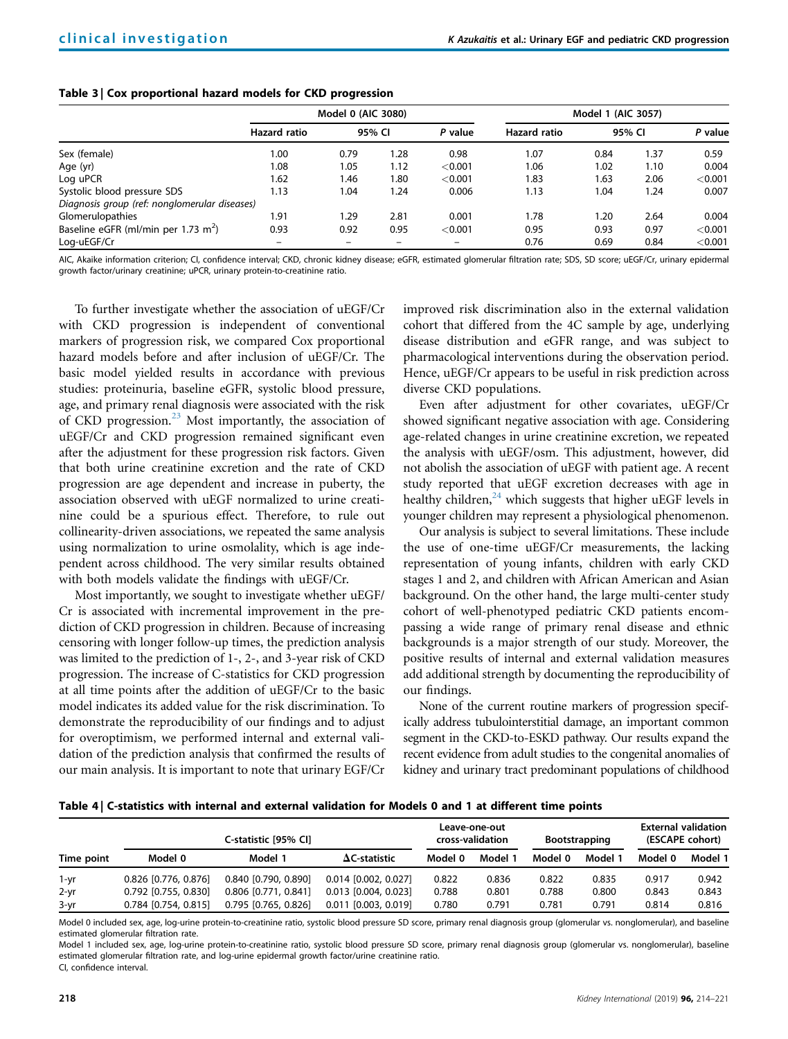**Table 3 | Cox proportional hazard models for CKD progression**

| | Model 0 (AIC 3080) | | | | Model 1 (AIC 3057) | | | |
|---|---|---|---|---|---|---|---|---|
| | Hazard ratio | 95% CI | | P value | Hazard ratio | 95% CI | | P value |
| Sex (female) | 1.00 | 0.79 | 1.28 | 0.98 | 1.07 | 0.84 | 1.37 | 0.59 |
| Age (yr) | 1.08 | 1.05 | 1.12 | <0.001 | 1.06 | 1.02 | 1.10 | 0.004 |
| Log uPCR | 1.62 | 1.46 | 1.80 | <0.001 | 1.83 | 1.63 | 2.06 | <0.001 |
| Systolic blood pressure SDS | 1.13 | 1.04 | 1.24 | 0.006 | 1.13 | 1.04 | 1.24 | 0.007 |
| *Diagnosis group (ref: nonglomerular diseases)* | | | | | | | | |
| Glomerulopathies | 1.91 | 1.29 | 2.81 | 0.001 | 1.78 | 1.20 | 2.64 | 0.004 |
| Baseline eGFR (ml/min per 1.73 $m^2$) | 0.93 | 0.92 | 0.95 | <0.001 | 0.95 | 0.93 | 0.97 | <0.001 |
| Log-uEGF/Cr | – | – | – | – | 0.76 | 0.69 | 0.84 | <0.001 |

AIC, Akaike information criterion; CI, confidence interval; CKD, chronic kidney disease; eGFR, estimated glomerular filtration rate; SDS, SD score; uEGF/Cr, urinary epidermal growth factor/urinary creatinine; uPCR, urinary protein-to-creatinine ratio.

To further investigate whether the association of uEGF/Cr with CKD progression is independent of conventional markers of progression risk, we compared Cox proportional hazard models before and after inclusion of uEGF/Cr. The basic model yielded results in accordance with previous studies: proteinuria, baseline eGFR, systolic blood pressure, age, and primary renal diagnosis were associated with the risk of CKD progression.[23] Most importantly, the association of uEGF/Cr and CKD progression remained significant even after the adjustment for these progression risk factors. Given that both urine creatinine excretion and the rate of CKD progression are age dependent and increase in puberty, the association observed with uEGF normalized to urine creatinine could be a spurious effect. Therefore, to rule out collinearity-driven associations, we repeated the same analysis using normalization to urine osmolality, which is age independent across childhood. The very similar results obtained with both models validate the findings with uEGF/Cr.

Most importantly, we sought to investigate whether uEGF/Cr is associated with incremental improvement in the prediction of CKD progression in children. Because of increasing censoring with longer follow-up times, the prediction analysis was limited to the prediction of 1-, 2-, and 3-year risk of CKD progression. The increase of C-statistics for CKD progression at all time points after the addition of uEGF/Cr to the basic model indicates its added value for the risk discrimination. To demonstrate the reproducibility of our findings and to adjust for overoptimism, we performed internal and external validation of the prediction analysis that confirmed the results of our main analysis. It is important to note that urinary EGF/Cr improved risk discrimination also in the external validation cohort that differed from the 4C sample by age, underlying disease distribution and eGFR range, and was subject to pharmacological interventions during the observation period. Hence, uEGF/Cr appears to be useful in risk prediction across diverse CKD populations.

Even after adjustment for other covariates, uEGF/Cr showed significant negative association with age. Considering age-related changes in urine creatinine excretion, we repeated the analysis with uEGF/osm. This adjustment, however, did not abolish the association of uEGF with patient age. A recent study reported that uEGF excretion decreases with age in healthy children,[24] which suggests that higher uEGF levels in younger children may represent a physiological phenomenon.

Our analysis is subject to several limitations. These include the use of one-time uEGF/Cr measurements, the lacking representation of young infants, children with early CKD stages 1 and 2, and children with African American and Asian background. On the other hand, the large multi-center study cohort of well-phenotyped pediatric CKD patients encompassing a wide range of primary renal disease and ethnic backgrounds is a major strength of our study. Moreover, the positive results of internal and external validation measures add additional strength by documenting the reproducibility of our findings.

None of the current routine markers of progression specifically address tubulointerstitial damage, an important common segment in the CKD-to-ESKD pathway. Our results expand the recent evidence from adult studies to the congenital anomalies of kidney and urinary tract predominant populations of childhood

**Table 4 | C-statistics with internal and external validation for Models 0 and 1 at different time points**

| | C-statistic [95% CI] | | | Leave-one-out cross-validation | | Bootstrapping | | External validation (ESCAPE cohort) | |
|---|---|---|---|---|---|---|---|---|---|
| Time point | Model 0 | Model 1 | ΔC-statistic | Model 0 | Model 1 | Model 0 | Model 1 | Model 0 | Model 1 |
| 1-yr | 0.826 [0.776, 0.876] | 0.840 [0.790, 0.890] | 0.014 [0.002, 0.027] | 0.822 | 0.836 | 0.822 | 0.835 | 0.917 | 0.942 |
| 2-yr | 0.792 [0.755, 0.830] | 0.806 [0.771, 0.841] | 0.013 [0.004, 0.023] | 0.788 | 0.801 | 0.788 | 0.800 | 0.843 | 0.843 |
| 3-yr | 0.784 [0.754, 0.815] | 0.795 [0.765, 0.826] | 0.011 [0.003, 0.019] | 0.780 | 0.791 | 0.781 | 0.791 | 0.814 | 0.816 |

Model 0 included sex, age, log-urine protein-to-creatinine ratio, systolic blood pressure SD score, primary renal diagnosis group (glomerular vs. nonglomerular), and baseline estimated glomerular filtration rate.

Model 1 included sex, age, log-urine protein-to-creatinine ratio, systolic blood pressure SD score, primary renal diagnosis group (glomerular vs. nonglomerular), baseline estimated glomerular filtration rate, and log-urine epidermal growth factor/urine creatinine ratio.

CI, confidence interval.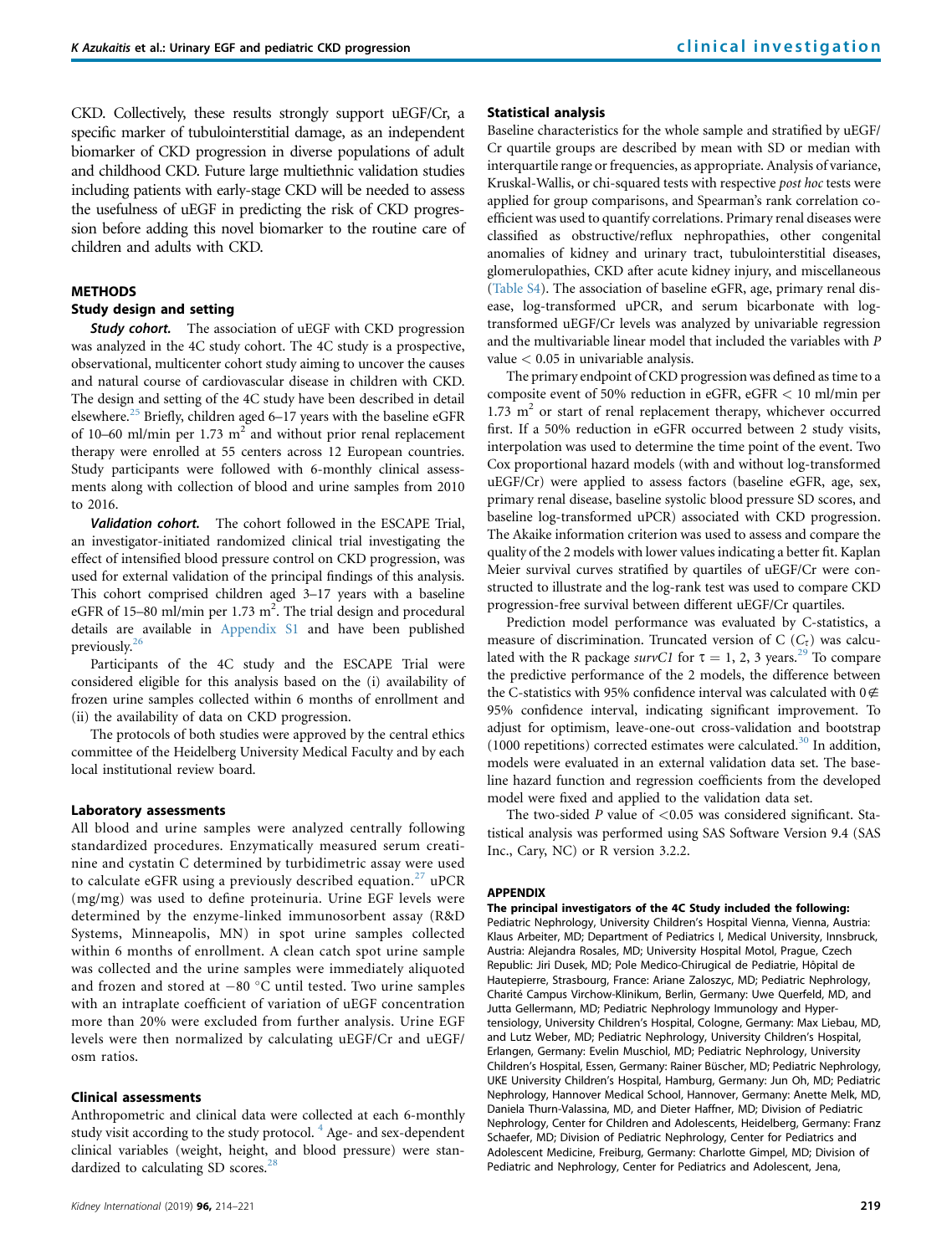CKD. Collectively, these results strongly support uEGF/Cr, a specific marker of tubulointerstitial damage, as an independent biomarker of CKD progression in diverse populations of adult and childhood CKD. Future large multiethnic validation studies including patients with early-stage CKD will be needed to assess the usefulness of uEGF in predicting the risk of CKD progression before adding this novel biomarker to the routine care of children and adults with CKD.

## METHODS

### Study design and setting

***Study cohort.*** The association of uEGF with CKD progression was analyzed in the 4C study cohort. The 4C study is a prospective, observational, multicenter cohort study aiming to uncover the causes and natural course of cardiovascular disease in children with CKD. The design and setting of the 4C study have been described in detail elsewhere.[25] Briefly, children aged 6–17 years with the baseline eGFR of 10–60 ml/min per 1.73 $m^2$ and without prior renal replacement therapy were enrolled at 55 centers across 12 European countries. Study participants were followed with 6-monthly clinical assessments along with collection of blood and urine samples from 2010 to 2016.

***Validation cohort.*** The cohort followed in the ESCAPE Trial, an investigator-initiated randomized clinical trial investigating the effect of intensified blood pressure control on CKD progression, was used for external validation of the principal findings of this analysis. This cohort comprised children aged 3–17 years with a baseline eGFR of 15–80 ml/min per 1.73 $m^2$. The trial design and procedural details are available in Appendix S1 and have been published previously.[26]

Participants of the 4C study and the ESCAPE Trial were considered eligible for this analysis based on the (i) availability of frozen urine samples collected within 6 months of enrollment and (ii) the availability of data on CKD progression.

The protocols of both studies were approved by the central ethics committee of the Heidelberg University Medical Faculty and by each local institutional review board.

### Laboratory assessments

All blood and urine samples were analyzed centrally following standardized procedures. Enzymatically measured serum creatinine and cystatin C determined by turbidimetric assay were used to calculate eGFR using a previously described equation.[27] uPCR (mg/mg) was used to define proteinuria. Urine EGF levels were determined by the enzyme-linked immunosorbent assay (R&D Systems, Minneapolis, MN) in spot urine samples collected within 6 months of enrollment. A clean catch spot urine sample was collected and the urine samples were immediately aliquoted and frozen and stored at −80 °C until tested. Two urine samples with an intraplate coefficient of variation of uEGF concentration more than 20% were excluded from further analysis. Urine EGF levels were then normalized by calculating uEGF/Cr and uEGF/osm ratios.

### Clinical assessments

Anthropometric and clinical data were collected at each 6-monthly study visit according to the study protocol.[4] Age- and sex-dependent clinical variables (weight, height, and blood pressure) were standardized to calculating SD scores.[28]

### Statistical analysis

Baseline characteristics for the whole sample and stratified by uEGF/Cr quartile groups are described by mean with SD or median with interquartile range or frequencies, as appropriate. Analysis of variance, Kruskal-Wallis, or chi-squared tests with respective *post hoc* tests were applied for group comparisons, and Spearman's rank correlation coefficient was used to quantify correlations. Primary renal diseases were classified as obstructive/reflux nephropathies, other congenital anomalies of kidney and urinary tract, tubulointerstitial diseases, glomerulopathies, CKD after acute kidney injury, and miscellaneous (Table S4). The association of baseline eGFR, age, primary renal disease, log-transformed uPCR, and serum bicarbonate with log-transformed uEGF/Cr levels was analyzed by univariable regression and the multivariable linear model that included the variables with $P$ value $< 0.05$ in univariable analysis.

The primary endpoint of CKD progression was defined as time to a composite event of 50% reduction in eGFR, eGFR $<$ 10 ml/min per 1.73 $m^2$ or start of renal replacement therapy, whichever occurred first. If a 50% reduction in eGFR occurred between 2 study visits, interpolation was used to determine the time point of the event. Two Cox proportional hazard models (with and without log-transformed uEGF/Cr) were applied to assess factors (baseline eGFR, age, sex, primary renal disease, baseline systolic blood pressure SD scores, and baseline log-transformed uPCR) associated with CKD progression. The Akaike information criterion was used to assess and compare the quality of the 2 models with lower values indicating a better fit. Kaplan Meier survival curves stratified by quartiles of uEGF/Cr were constructed to illustrate and the log-rank test was used to compare CKD progression-free survival between different uEGF/Cr quartiles.

Prediction model performance was evaluated by C-statistics, a measure of discrimination. Truncated version of C ($C_\tau$) was calculated with the R package *survC1* for $\tau$ = 1, 2, 3 years.[29] To compare the predictive performance of the 2 models, the difference between the C-statistics with 95% confidence interval was calculated with $0 \notin$ 95% confidence interval, indicating significant improvement. To adjust for optimism, leave-one-out cross-validation and bootstrap (1000 repetitions) corrected estimates were calculated.[30] In addition, models were evaluated in an external validation data set. The baseline hazard function and regression coefficients from the developed model were fixed and applied to the validation data set.

The two-sided $P$ value of $<$0.05 was considered significant. Statistical analysis was performed using SAS Software Version 9.4 (SAS Inc., Cary, NC) or R version 3.2.2.

## APPENDIX

**The principal investigators of the 4C Study included the following:** Pediatric Nephrology, University Children's Hospital Vienna, Vienna, Austria: Klaus Arbeiter, MD; Department of Pediatrics I, Medical University, Innsbruck, Austria: Alejandra Rosales, MD; University Hospital Motol, Prague, Czech Republic: Jiri Dusek, MD; Pole Medico-Chirurgical de Pediatrie, Hôpital de Hautepierre, Strasbourg, France: Ariane Zaloszyc, MD; Pediatric Nephrology, Charité Campus Virchow-Klinikum, Berlin, Germany: Uwe Querfeld, MD, and Jutta Gellermann, MD; Pediatric Nephrology Immunology and Hypertensiology, University Children's Hospital, Cologne, Germany: Max Liebau, MD, and Lutz Weber, MD; Pediatric Nephrology, University Children's Hospital, Erlangen, Germany: Evelin Muschiol, MD; Pediatric Nephrology, University Children's Hospital, Essen, Germany: Rainer Büscher, MD; Pediatric Nephrology, UKE University Children's Hospital, Hamburg, Germany: Jun Oh, MD; Pediatric Nephrology, Hannover Medical School, Hannover, Germany: Anette Melk, MD, Daniela Thurn-Valassina, MD, and Dieter Haffner, MD; Division of Pediatric Nephrology, Center for Children and Adolescents, Heidelberg, Germany: Franz Schaefer, MD; Division of Pediatric Nephrology, Center for Pediatrics and Adolescent Medicine, Freiburg, Germany: Charlotte Gimpel, MD; Division of Pediatric and Nephrology, Center for Pediatrics and Adolescent, Jena,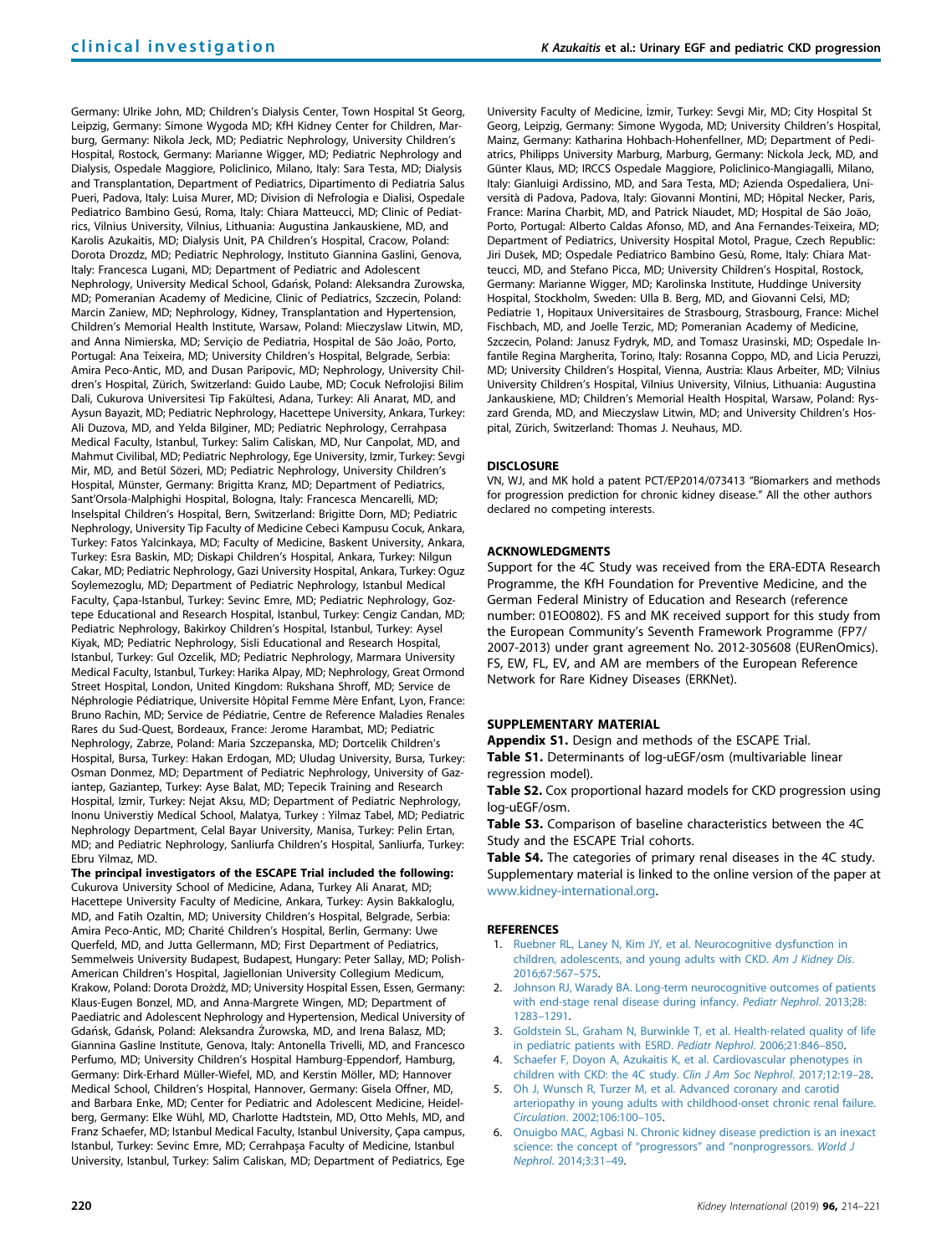Germany: Ulrike John, MD; Children's Dialysis Center, Town Hospital St Georg, Leipzig, Germany: Simone Wygoda MD; KfH Kidney Center for Children, Marburg, Germany: Nikola Jeck, MD; Pediatric Nephrology, University Children's Hospital, Rostock, Germany: Marianne Wigger, MD; Pediatric Nephrology and Dialysis, Ospedale Maggiore, Policlinico, Milano, Italy: Sara Testa, MD; Dialysis and Transplantation, Department of Pediatrics, Dipartimento di Pediatria Salus Pueri, Padova, Italy: Luisa Murer, MD; Division di Nefrologia e Dialisi, Ospedale Pediatrico Bambino Gesú, Roma, Italy: Chiara Matteucci, MD; Clinic of Pediatrics, Vilnius University, Vilnius, Lithuania: Augustina Jankauskiene, MD, and Karolis Azukaitis, MD; Dialysis Unit, PA Children's Hospital, Cracow, Poland: Dorota Drozdz, MD; Pediatric Nephrology, Instituto Giannina Gaslini, Genova, Italy: Francesca Lugani, MD; Department of Pediatric and Adolescent Nephrology, University Medical School, Gdańsk, Poland: Aleksandra Zurowska, MD; Pomeranian Academy of Medicine, Clinic of Pediatrics, Szczecin, Poland: Marcin Zaniew, MD; Nephrology, Kidney, Transplantation and Hypertension, Children's Memorial Health Institute, Warsaw, Poland: Mieczyslaw Litwin, MD, and Anna Nimierska, MD; Serviçio de Pediatria, Hospital de São João, Porto, Portugal: Ana Teixeira, MD; University Children's Hospital, Belgrade, Serbia: Amira Peco-Antic, MD, and Dusan Paripovic, MD; Nephrology, University Children's Hospital, Zürich, Switzerland: Guido Laube, MD; Cocuk Nefrolojisi Bilim Dali, Cukurova Universitesi Tip Fakültesi, Adana, Turkey: Ali Anarat, MD, and Aysun Bayazit, MD; Pediatric Nephrology, Hacettepe University, Ankara, Turkey: Ali Duzova, MD, and Yelda Bilginer, MD; Pediatric Nephrology, Cerrahpasa Medical Faculty, Istanbul, Turkey: Salim Caliskan, MD, Nur Canpolat, MD, and Mahmut Civilibal, MD; Pediatric Nephrology, Ege University, Izmir, Turkey: Sevgi Mir, MD, and Betül Sözeri, MD; Pediatric Nephrology, University Children's Hospital, Münster, Germany: Brigitta Kranz, MD; Department of Pediatrics, Sant'Orsola-Malphighi Hospital, Bologna, Italy: Francesca Mencarelli, MD; Inselspital Children's Hospital, Bern, Switzerland: Brigitte Dorn, MD; Pediatric Nephrology, University Tip Faculty of Medicine Cebeci Kampusu Cocuk, Ankara, Turkey: Fatos Yalcinkaya, MD; Faculty of Medicine, Baskent University, Ankara, Turkey: Esra Baskin, MD; Diskapi Children's Hospital, Ankara, Turkey: Nilgun Cakar, MD; Pediatric Nephrology, Gazi University Hospital, Ankara, Turkey: Oguz Soylemezoglu, MD; Department of Pediatric Nephrology, Istanbul Medical Faculty, Çapa-Istanbul, Turkey: Sevinc Emre, MD; Pediatric Nephrology, Goztepe Educational and Research Hospital, Istanbul, Turkey: Cengiz Candan, MD; Pediatric Nephrology, Bakirkoy Children's Hospital, Istanbul, Turkey: Aysel Kiyak, MD; Pediatric Nephrology, Sisli Educational and Research Hospital, Istanbul, Turkey: Gul Ozcelik, MD; Pediatric Nephrology, Marmara University Medical Faculty, Istanbul, Turkey: Harika Alpay, MD; Nephrology, Great Ormond Street Hospital, London, United Kingdom: Rukshana Shroff, MD; Service de Néphrologie Pédiatrique, Universite Hôpital Femme Mère Enfant, Lyon, France: Bruno Rachin, MD; Service de Pédiatrie, Centre de Reference Maladies Renales Rares du Sud-Quest, Bordeaux, France: Jerome Harambat, MD; Pediatric Nephrology, Zabrze, Poland: Maria Szczepanska, MD; Dortcelik Children's Hospital, Bursa, Turkey: Hakan Erdogan, MD; Uludag University, Bursa, Turkey: Osman Donmez, MD; Department of Pediatric Nephrology, University of Gaziantep, Gaziantep, Turkey: Ayse Balat, MD; Tepecik Training and Research Hospital, Izmir, Turkey: Nejat Aksu, MD; Department of Pediatric Nephrology, Inonu Universtiy Medical School, Malatya, Turkey : Yilmaz Tabel, MD; Pediatric Nephrology Department, Celal Bayar University, Manisa, Turkey: Pelin Ertan, MD; and Pediatric Nephrology, Sanliurfa Children's Hospital, Sanliurfa, Turkey: Ebru Yilmaz, MD.

**The principal investigators of the ESCAPE Trial included the following:** Cukurova University School of Medicine, Adana, Turkey Ali Anarat, MD; Hacettepe University Faculty of Medicine, Ankara, Turkey: Aysin Bakkaloglu, MD, and Fatih Ozaltin, MD; University Children's Hospital, Belgrade, Serbia: Amira Peco-Antic, MD; Charité Children's Hospital, Berlin, Germany: Uwe Querfeld, MD, and Jutta Gellermann, MD; First Department of Pediatrics, Semmelweis University Budapest, Budapest, Hungary: Peter Sallay, MD; Polish-American Children's Hospital, Jagiellonian University Collegium Medicum, Krakow, Poland: Dorota Drożdż, MD; University Hospital Essen, Essen, Germany: Klaus-Eugen Bonzel, MD, and Anna-Margrete Wingen, MD; Department of Paediatric and Adolescent Nephrology and Hypertension, Medical University of Gdańsk, Gdańsk, Poland: Aleksandra Żurowska, MD, and Irena Balasz, MD; Giannina Gasline Institute, Genova, Italy: Antonella Trivelli, MD, and Francesco Perfumo, MD; University Children's Hospital Hamburg-Eppendorf, Hamburg, Germany: Dirk-Erhard Müller-Wiefel, MD, and Kerstin Möller, MD; Hannover Medical School, Children's Hospital, Hannover, Germany: Gisela Offner, MD, and Barbara Enke, MD; Center for Pediatric and Adolescent Medicine, Heidelberg, Germany: Elke Wühl, MD, Charlotte Hadtstein, MD, Otto Mehls, MD, and Franz Schaefer, MD; Istanbul Medical Faculty, Istanbul University, Çapa campus, Istanbul, Turkey: Sevinc Emre, MD; Cerrahpaşa Faculty of Medicine, Istanbul University, Istanbul, Turkey: Salim Caliskan, MD; Department of Pediatrics, Ege University Faculty of Medicine, İzmir, Turkey: Sevgi Mir, MD; City Hospital St Georg, Leipzig, Germany: Simone Wygoda, MD; University Children's Hospital, Mainz, Germany: Katharina Hohbach-Hohenfellner, MD; Department of Pediatrics, Philipps University Marburg, Marburg, Germany: Nickola Jeck, MD, and Günter Klaus, MD; IRCCS Ospedale Maggiore, Policlinico-Mangiagalli, Milano, Italy: Gianluigi Ardissino, MD, and Sara Testa, MD; Azienda Ospedaliera, Università di Padova, Padova, Italy: Giovanni Montini, MD; Hôpital Necker, Paris, France: Marina Charbit, MD, and Patrick Niaudet, MD; Hospital de São João, Porto, Portugal: Alberto Caldas Afonso, MD, and Ana Fernandes-Teixeira, MD; Department of Pediatrics, University Hospital Motol, Prague, Czech Republic: Jiri Dušek, MD; Ospedale Pediatrico Bambino Gesù, Rome, Italy: Chiara Matteucci, MD, and Stefano Picca, MD; University Children's Hospital, Rostock, Germany: Marianne Wigger, MD; Karolinska Institute, Huddinge University Hospital, Stockholm, Sweden: Ulla B. Berg, MD, and Giovanni Celsi, MD; Pediatrie 1, Hopitaux Universitaires de Strasbourg, Strasbourg, France: Michel Fischbach, MD, and Joelle Terzic, MD; Pomeranian Academy of Medicine, Szczecin, Poland: Janusz Fydryk, MD, and Tomasz Urasinski, MD; Ospedale Infantile Regina Margherita, Torino, Italy: Rosanna Coppo, MD, and Licia Peruzzi, MD; University Children's Hospital, Vienna, Austria: Klaus Arbeiter, MD; Vilnius University Children's Hospital, Vilnius University, Vilnius, Lithuania: Augustina Jankauskiene, MD; Children's Memorial Health Hospital, Warsaw, Poland: Ryszard Grenda, MD, and Mieczyslaw Litwin, MD; and University Children's Hospital, Zürich, Switzerland: Thomas J. Neuhaus, MD.

## DISCLOSURE

VN, WJ, and MK hold a patent PCT/EP2014/073413 "Biomarkers and methods for progression prediction for chronic kidney disease." All the other authors declared no competing interests.

## ACKNOWLEDGMENTS

Support for the 4C Study was received from the ERA-EDTA Research Programme, the KfH Foundation for Preventive Medicine, and the German Federal Ministry of Education and Research (reference number: 01EO0802). FS and MK received support for this study from the European Community's Seventh Framework Programme (FP7/2007-2013) under grant agreement No. 2012-305608 (EURenOmics). FS, EW, FL, EV, and AM are members of the European Reference Network for Rare Kidney Diseases (ERKNet).

## SUPPLEMENTARY MATERIAL

**Appendix S1.** Design and methods of the ESCAPE Trial.

**Table S1.** Determinants of log-uEGF/osm (multivariable linear regression model).

**Table S2.** Cox proportional hazard models for CKD progression using log-uEGF/osm.

**Table S3.** Comparison of baseline characteristics between the 4C Study and the ESCAPE Trial cohorts.

**Table S4.** The categories of primary renal diseases in the 4C study.

Supplementary material is linked to the online version of the paper at www.kidney-international.org.

## REFERENCES

1. Ruebner RL, Laney N, Kim JY, et al. Neurocognitive dysfunction in children, adolescents, and young adults with CKD. *Am J Kidney Dis*. 2016;67:567–575.
2. Johnson RJ, Warady BA. Long-term neurocognitive outcomes of patients with end-stage renal disease during infancy. *Pediatr Nephrol*. 2013;28: 1283–1291.
3. Goldstein SL, Graham N, Burwinkle T, et al. Health-related quality of life in pediatric patients with ESRD. *Pediatr Nephrol*. 2006;21:846–850.
4. Schaefer F, Doyon A, Azukaitis K, et al. Cardiovascular phenotypes in children with CKD: the 4C study. *Clin J Am Soc Nephrol*. 2017;12:19–28.
5. Oh J, Wunsch R, Turzer M, et al. Advanced coronary and carotid arteriopathy in young adults with childhood-onset chronic renal failure. *Circulation*. 2002;106:100–105.
6. Onuigbo MAC, Agbasi N. Chronic kidney disease prediction is an inexact science: the concept of "progressors" and "nonprogressors. *World J Nephrol*. 2014;3:31–49.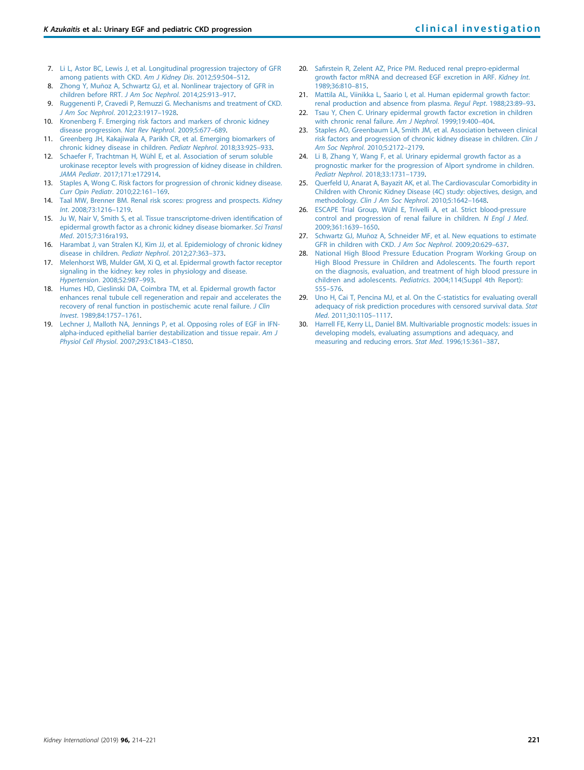7. Li L, Astor BC, Lewis J, et al. Longitudinal progression trajectory of GFR among patients with CKD. *Am J Kidney Dis*. 2012;59:504–512.
8. Zhong Y, Muñoz A, Schwartz GJ, et al. Nonlinear trajectory of GFR in children before RRT. *J Am Soc Nephrol*. 2014;25:913–917.
9. Ruggenenti P, Cravedi P, Remuzzi G. Mechanisms and treatment of CKD. *J Am Soc Nephrol*. 2012;23:1917–1928.
10. Kronenberg F. Emerging risk factors and markers of chronic kidney disease progression. *Nat Rev Nephrol*. 2009;5:677–689.
11. Greenberg JH, Kakajiwala A, Parikh CR, et al. Emerging biomarkers of chronic kidney disease in children. *Pediatr Nephrol*. 2018;33:925–933.
12. Schaefer F, Trachtman H, Wühl E, et al. Association of serum soluble urokinase receptor levels with progression of kidney disease in children. *JAMA Pediatr*. 2017;171:e172914.
13. Staples A, Wong C. Risk factors for progression of chronic kidney disease. *Curr Opin Pediatr*. 2010;22:161–169.
14. Taal MW, Brenner BM. Renal risk scores: progress and prospects. *Kidney Int*. 2008;73:1216–1219.
15. Ju W, Nair V, Smith S, et al. Tissue transcriptome-driven identification of epidermal growth factor as a chronic kidney disease biomarker. *Sci Transl Med*. 2015;7:316ra193.
16. Harambat J, van Stralen KJ, Kim JJ, et al. Epidemiology of chronic kidney disease in children. *Pediatr Nephrol*. 2012;27:363–373.
17. Melenhorst WB, Mulder GM, Xi Q, et al. Epidermal growth factor receptor signaling in the kidney: key roles in physiology and disease. *Hypertension*. 2008;52:987–993.
18. Humes HD, Cieslinski DA, Coimbra TM, et al. Epidermal growth factor enhances renal tubule cell regeneration and repair and accelerates the recovery of renal function in postischemic acute renal failure. *J Clin Invest*. 1989;84:1757–1761.
19. Lechner J, Malloth NA, Jennings P, et al. Opposing roles of EGF in IFN-alpha-induced epithelial barrier destabilization and tissue repair. *Am J Physiol Cell Physiol*. 2007;293:C1843–C1850.
20. Safirstein R, Zelent AZ, Price PM. Reduced renal prepro-epidermal growth factor mRNA and decreased EGF excretion in ARF. *Kidney Int*. 1989;36:810–815.
21. Mattila AL, Viinikka L, Saario I, et al. Human epidermal growth factor: renal production and absence from plasma. *Regul Pept*. 1988;23:89–93.
22. Tsau Y, Chen C. Urinary epidermal growth factor excretion in children with chronic renal failure. *Am J Nephrol*. 1999;19:400–404.
23. Staples AO, Greenbaum LA, Smith JM, et al. Association between clinical risk factors and progression of chronic kidney disease in children. *Clin J Am Soc Nephrol*. 2010;5:2172–2179.
24. Li B, Zhang Y, Wang F, et al. Urinary epidermal growth factor as a prognostic marker for the progression of Alport syndrome in children. *Pediatr Nephrol*. 2018;33:1731–1739.
25. Querfeld U, Anarat A, Bayazit AK, et al. The Cardiovascular Comorbidity in Children with Chronic Kidney Disease (4C) study: objectives, design, and methodology. *Clin J Am Soc Nephrol*. 2010;5:1642–1648.
26. ESCAPE Trial Group, Wühl E, Trivelli A, et al. Strict blood-pressure control and progression of renal failure in children. *N Engl J Med*. 2009;361:1639–1650.
27. Schwartz GJ, Muñoz A, Schneider MF, et al. New equations to estimate GFR in children with CKD. *J Am Soc Nephrol*. 2009;20:629–637.
28. National High Blood Pressure Education Program Working Group on High Blood Pressure in Children and Adolescents. The fourth report on the diagnosis, evaluation, and treatment of high blood pressure in children and adolescents. *Pediatrics*. 2004;114(Suppl 4th Report): 555–576.
29. Uno H, Cai T, Pencina MJ, et al. On the C-statistics for evaluating overall adequacy of risk prediction procedures with censored survival data. *Stat Med*. 2011;30:1105–1117.
30. Harrell FE, Kerry LL, Daniel BM. Multivariable prognostic models: issues in developing models, evaluating assumptions and adequacy, and measuring and reducing errors. *Stat Med*. 1996;15:361–387.